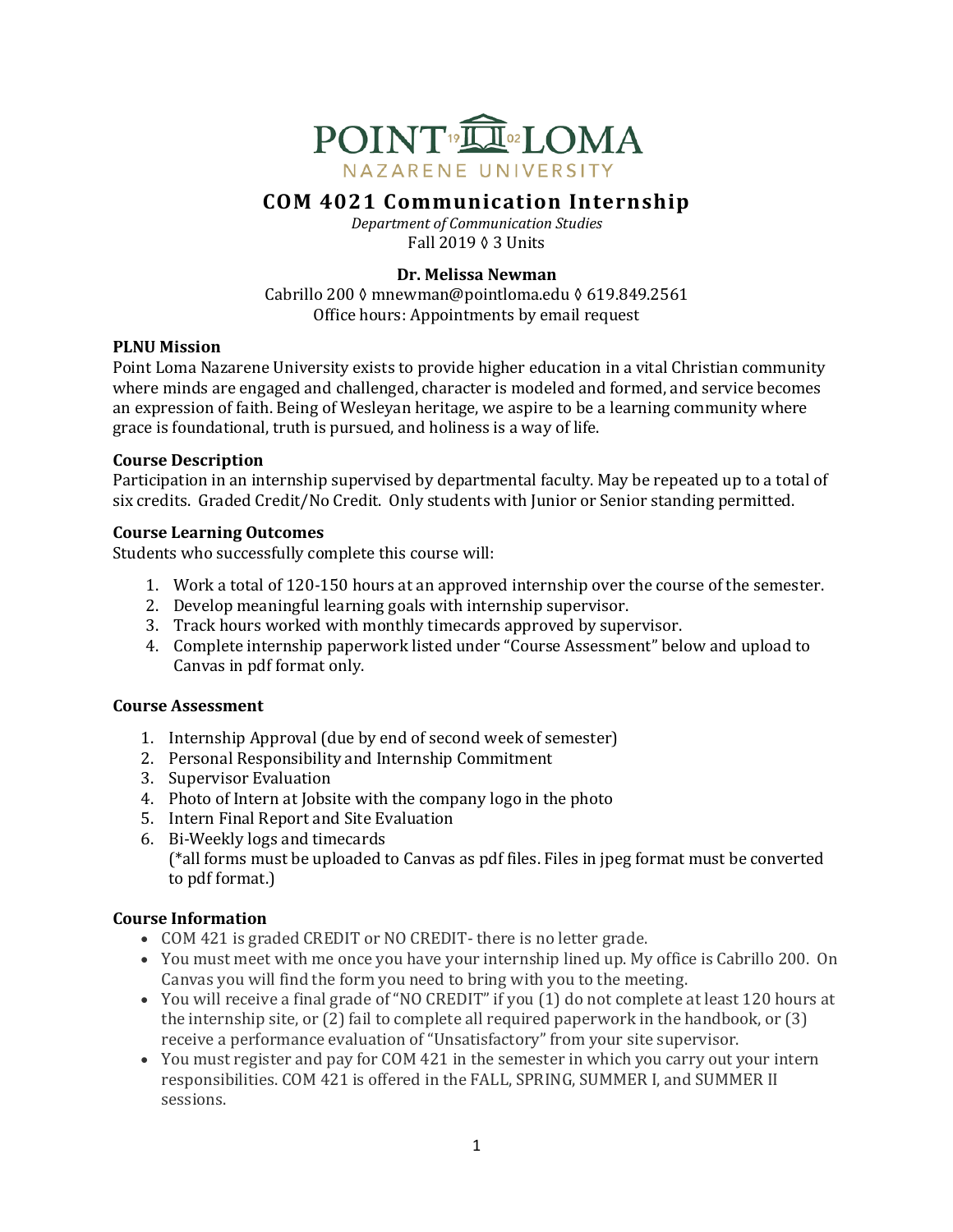# COM 4021 Communication Internship

*Department of Communication Studies*
Fall 2019 ◊ 3 Units

**Dr. Melissa Newman**
Cabrillo 200 ◊ mnewman@pointloma.edu ◊ 619.849.2561
Office hours: Appointments by email request

### PLNU Mission

Point Loma Nazarene University exists to provide higher education in a vital Christian community where minds are engaged and challenged, character is modeled and formed, and service becomes an expression of faith. Being of Wesleyan heritage, we aspire to be a learning community where grace is foundational, truth is pursued, and holiness is a way of life.

### Course Description

Participation in an internship supervised by departmental faculty. May be repeated up to a total of six credits. Graded Credit/No Credit. Only students with Junior or Senior standing permitted.

### Course Learning Outcomes

Students who successfully complete this course will:

1. Work a total of 120-150 hours at an approved internship over the course of the semester.
2. Develop meaningful learning goals with internship supervisor.
3. Track hours worked with monthly timecards approved by supervisor.
4. Complete internship paperwork listed under "Course Assessment" below and upload to Canvas in pdf format only.

### Course Assessment

1. Internship Approval (due by end of second week of semester)
2. Personal Responsibility and Internship Commitment
3. Supervisor Evaluation
4. Photo of Intern at Jobsite with the company logo in the photo
5. Intern Final Report and Site Evaluation
6. Bi-Weekly logs and timecards
   (*all forms must be uploaded to Canvas as pdf files. Files in jpeg format must be converted to pdf format.)

### Course Information

- COM 421 is graded CREDIT or NO CREDIT- there is no letter grade.
- You must meet with me once you have your internship lined up. My office is Cabrillo 200. On Canvas you will find the form you need to bring with you to the meeting.
- You will receive a final grade of "NO CREDIT" if you (1) do not complete at least 120 hours at the internship site, or (2) fail to complete all required paperwork in the handbook, or (3) receive a performance evaluation of "Unsatisfactory" from your site supervisor.
- You must register and pay for COM 421 in the semester in which you carry out your intern responsibilities. COM 421 is offered in the FALL, SPRING, SUMMER I, and SUMMER II sessions.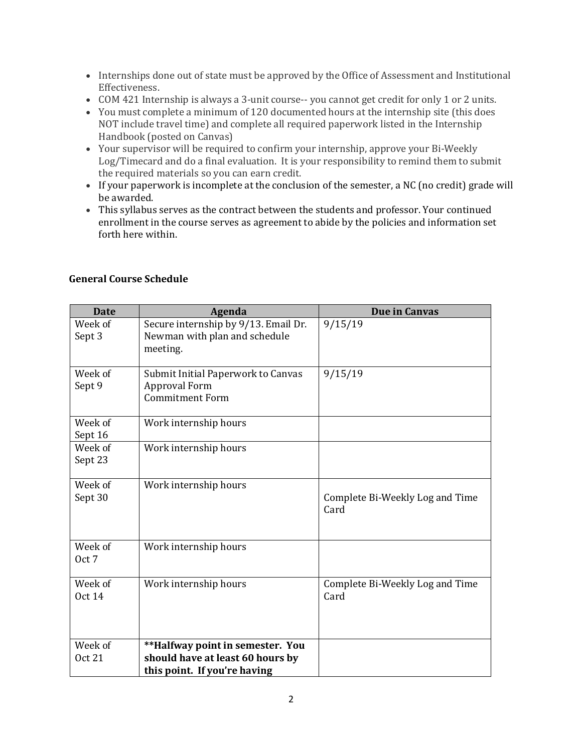- Internships done out of state must be approved by the Office of Assessment and Institutional Effectiveness.
- COM 421 Internship is always a 3-unit course-- you cannot get credit for only 1 or 2 units.
- You must complete a minimum of 120 documented hours at the internship site (this does NOT include travel time) and complete all required paperwork listed in the Internship Handbook (posted on Canvas)
- Your supervisor will be required to confirm your internship, approve your Bi-Weekly Log/Timecard and do a final evaluation. It is your responsibility to remind them to submit the required materials so you can earn credit.
- If your paperwork is incomplete at the conclusion of the semester, a NC (no credit) grade will be awarded.
- This syllabus serves as the contract between the students and professor. Your continued enrollment in the course serves as agreement to abide by the policies and information set forth here within.

**General Course Schedule**

| Date | Agenda | Due in Canvas |
|---|---|---|
| Week of Sept 3 | Secure internship by 9/13. Email Dr. Newman with plan and schedule meeting. | 9/15/19 |
| Week of Sept 9 | Submit Initial Paperwork to Canvas<br>Approval Form<br>Commitment Form | 9/15/19 |
| Week of Sept 16 | Work internship hours | |
| Week of Sept 23 | Work internship hours | |
| Week of Sept 30 | Work internship hours | Complete Bi-Weekly Log and Time Card |
| Week of Oct 7 | Work internship hours | |
| Week of Oct 14 | Work internship hours | Complete Bi-Weekly Log and Time Card |
| Week of Oct 21 | **\*\*Halfway point in semester. You should have at least 60 hours by this point. If you're having** | |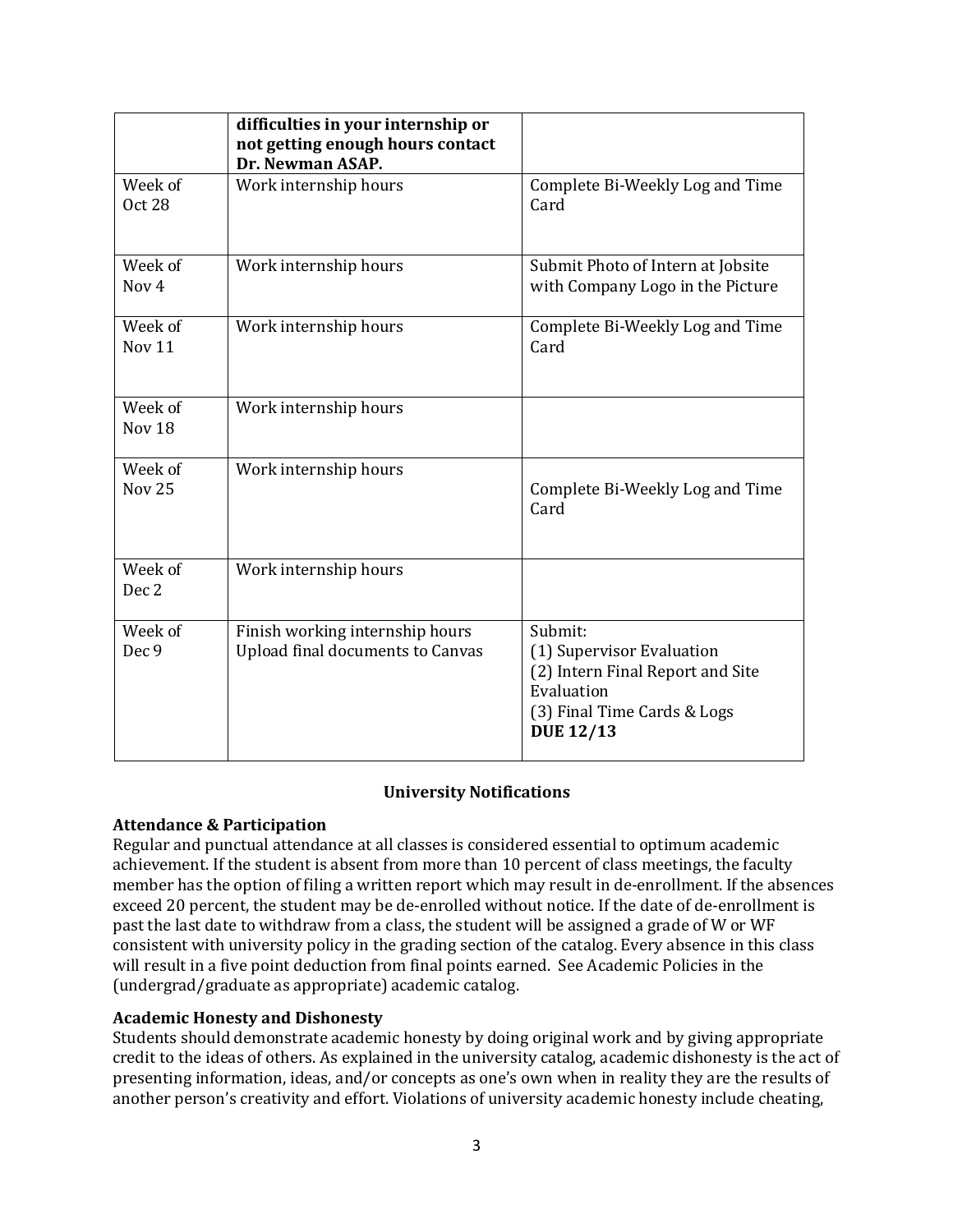| | | |
|---|---|---|
| | **difficulties in your internship or not getting enough hours contact Dr. Newman ASAP.** | |
| Week of Oct 28 | Work internship hours | Complete Bi-Weekly Log and Time Card |
| Week of Nov 4 | Work internship hours | Submit Photo of Intern at Jobsite with Company Logo in the Picture |
| Week of Nov 11 | Work internship hours | Complete Bi-Weekly Log and Time Card |
| Week of Nov 18 | Work internship hours | |
| Week of Nov 25 | Work internship hours | Complete Bi-Weekly Log and Time Card |
| Week of Dec 2 | Work internship hours | |
| Week of Dec 9 | Finish working internship hours<br>Upload final documents to Canvas | Submit:<br>(1) Supervisor Evaluation<br>(2) Intern Final Report and Site Evaluation<br>(3) Final Time Cards & Logs<br>**DUE 12/13** |

## University Notifications

### Attendance & Participation

Regular and punctual attendance at all classes is considered essential to optimum academic achievement. If the student is absent from more than 10 percent of class meetings, the faculty member has the option of filing a written report which may result in de-enrollment. If the absences exceed 20 percent, the student may be de-enrolled without notice. If the date of de-enrollment is past the last date to withdraw from a class, the student will be assigned a grade of W or WF consistent with university policy in the grading section of the catalog. Every absence in this class will result in a five point deduction from final points earned. See Academic Policies in the (undergrad/graduate as appropriate) academic catalog.

### Academic Honesty and Dishonesty

Students should demonstrate academic honesty by doing original work and by giving appropriate credit to the ideas of others. As explained in the university catalog, academic dishonesty is the act of presenting information, ideas, and/or concepts as one's own when in reality they are the results of another person's creativity and effort. Violations of university academic honesty include cheating,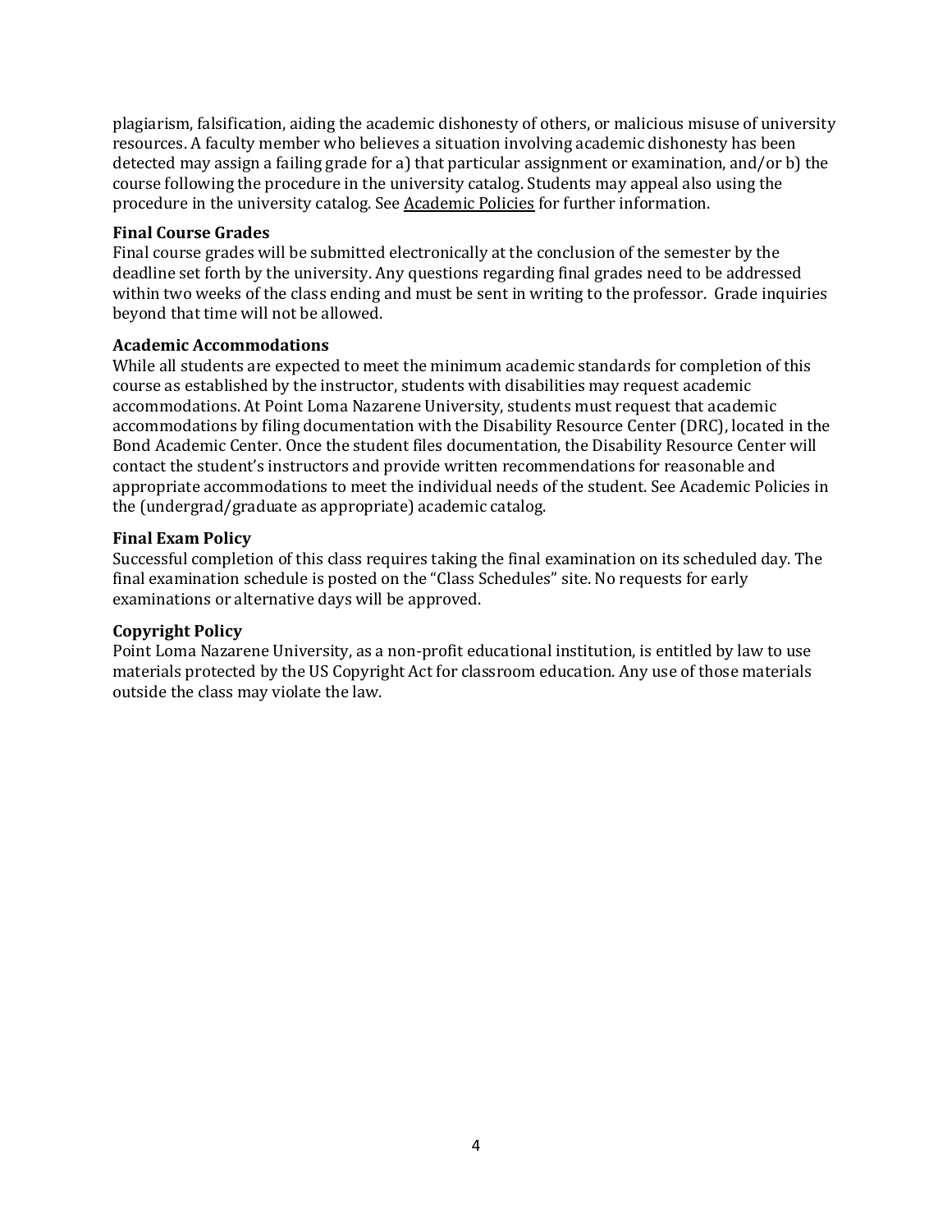plagiarism, falsification, aiding the academic dishonesty of others, or malicious misuse of university resources. A faculty member who believes a situation involving academic dishonesty has been detected may assign a failing grade for a) that particular assignment or examination, and/or b) the course following the procedure in the university catalog. Students may appeal also using the procedure in the university catalog. See Academic Policies for further information.

**Final Course Grades**

Final course grades will be submitted electronically at the conclusion of the semester by the deadline set forth by the university. Any questions regarding final grades need to be addressed within two weeks of the class ending and must be sent in writing to the professor. Grade inquiries beyond that time will not be allowed.

**Academic Accommodations**

While all students are expected to meet the minimum academic standards for completion of this course as established by the instructor, students with disabilities may request academic accommodations. At Point Loma Nazarene University, students must request that academic accommodations by filing documentation with the Disability Resource Center (DRC), located in the Bond Academic Center. Once the student files documentation, the Disability Resource Center will contact the student's instructors and provide written recommendations for reasonable and appropriate accommodations to meet the individual needs of the student. See Academic Policies in the (undergrad/graduate as appropriate) academic catalog.

**Final Exam Policy**

Successful completion of this class requires taking the final examination on its scheduled day. The final examination schedule is posted on the "Class Schedules" site. No requests for early examinations or alternative days will be approved.

**Copyright Policy**

Point Loma Nazarene University, as a non-profit educational institution, is entitled by law to use materials protected by the US Copyright Act for classroom education. Any use of those materials outside the class may violate the law.